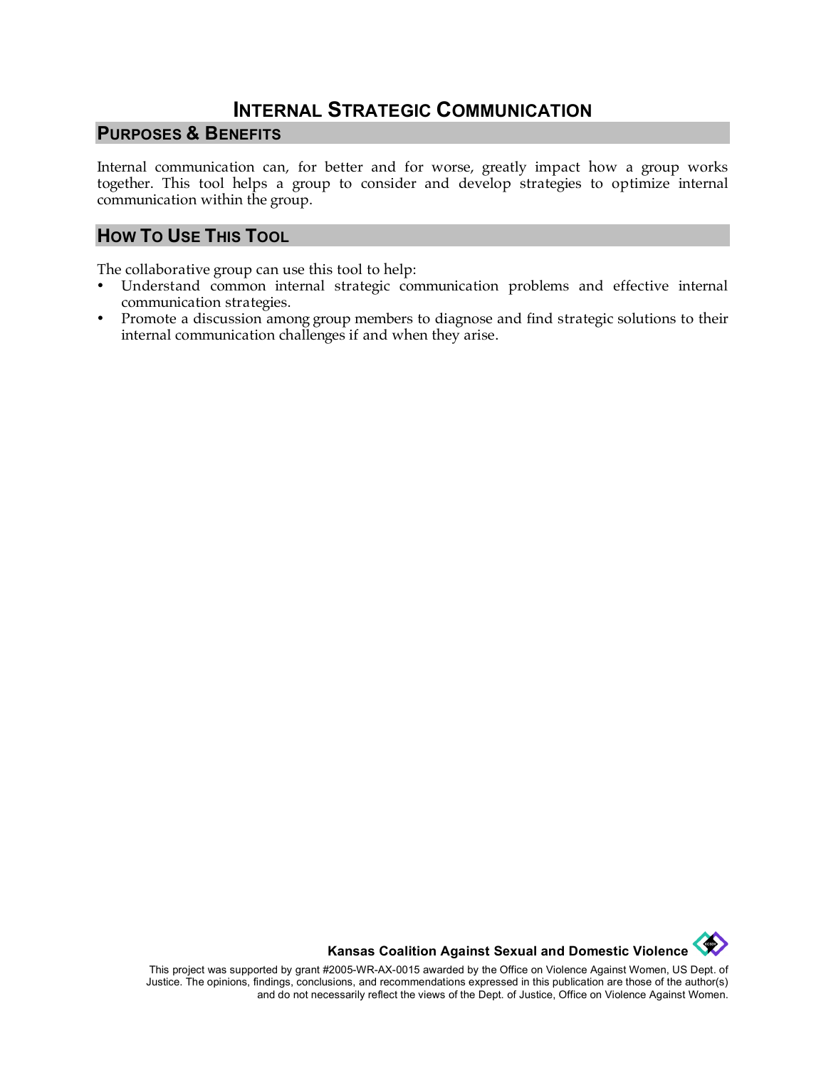# INTERNAL STRATEGIC COMMUNICATION

## PURPOSES & BENEFITS

Internal communication can, for better and for worse, greatly impact how a group works together. This tool helps a group to consider and develop strategies to optimize internal communication within the group.

## HOW TO USE THIS TOOL

The collaborative group can use this tool to help:

- Understand common internal strategic communication problems and effective internal communication strategies.
- Promote a discussion among group members to diagnose and find strategic solutions to their internal communication challenges if and when they arise.

**Kansas Coalition Against Sexual and Domestic Violence**

This project was supported by grant #2005-WR-AX-0015 awarded by the Office on Violence Against Women, US Dept. of Justice. The opinions, findings, conclusions, and recommendations expressed in this publication are those of the author(s) and do not necessarily reflect the views of the Dept. of Justice, Office on Violence Against Women.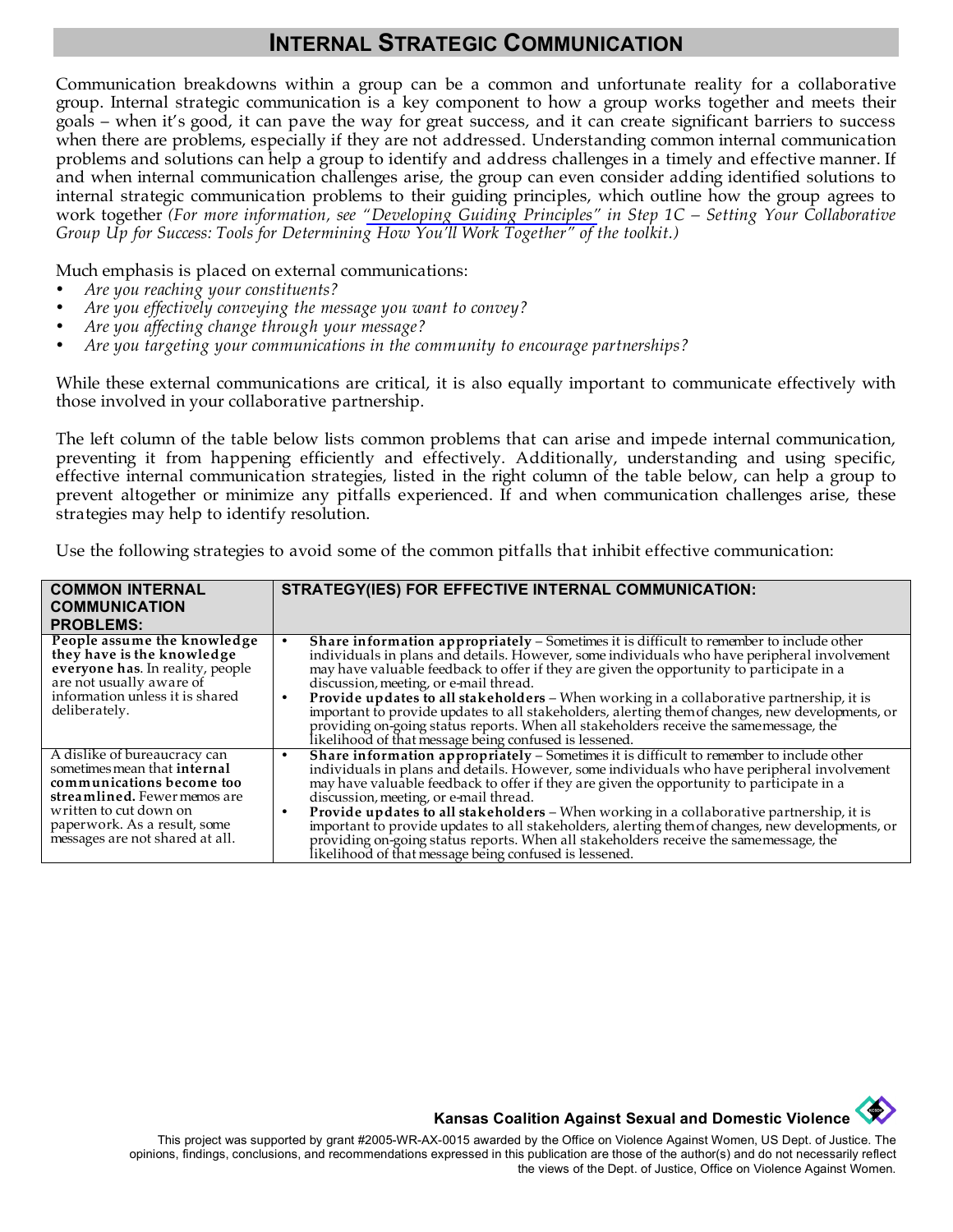## INTERNAL STRATEGIC COMMUNICATION

Communication breakdowns within a group can be a common and unfortunate reality for a collaborative group. Internal strategic communication is a key component to how a group works together and meets their goals – when it's good, it can pave the way for great success, and it can create significant barriers to success when there are problems, especially if they are not addressed. Understanding common internal communication problems and solutions can help a group to identify and address challenges in a timely and effective manner. If and when internal communication challenges arise, the group can even consider adding identified solutions to internal strategic communication problems to their guiding principles, which outline how the group agrees to work together *(For more information, see "Developing Guiding Principles" in Step 1C – Setting Your Collaborative Group Up for Success: Tools for Determining How You'll Work Together" of the toolkit.)*

Much emphasis is placed on external communications:

- *Are you reaching your constituents?*
- *Are you effectively conveying the message you want to convey?*
- *Are you affecting change through your message?*
- *Are you targeting your communications in the community to encourage partnerships?*

While these external communications are critical, it is also equally important to communicate effectively with those involved in your collaborative partnership.

The left column of the table below lists common problems that can arise and impede internal communication, preventing it from happening efficiently and effectively. Additionally, understanding and using specific, effective internal communication strategies, listed in the right column of the table below, can help a group to prevent altogether or minimize any pitfalls experienced. If and when communication challenges arise, these strategies may help to identify resolution.

Use the following strategies to avoid some of the common pitfalls that inhibit effective communication:

| COMMON INTERNAL COMMUNICATION PROBLEMS: | STRATEGY(IES) FOR EFFECTIVE INTERNAL COMMUNICATION: |
|---|---|
| **People assume the knowledge they have is the knowledge everyone has**. In reality, people are not usually aware of information unless it is shared deliberately. | • **Share information appropriately** – Sometimes it is difficult to remember to include other individuals in plans and details. However, some individuals who have peripheral involvement may have valuable feedback to offer if they are given the opportunity to participate in a discussion, meeting, or e-mail thread.<br>• **Provide updates to all stakeholders** – When working in a collaborative partnership, it is important to provide updates to all stakeholders, alerting them of changes, new developments, or providing on-going status reports. When all stakeholders receive the same message, the likelihood of that message being confused is lessened. |
| A dislike of bureaucracy can sometimes mean that **internal communications become too streamlined.** Fewer memos are written to cut down on paperwork. As a result, some messages are not shared at all. | • **Share information appropriately** – Sometimes it is difficult to remember to include other individuals in plans and details. However, some individuals who have peripheral involvement may have valuable feedback to offer if they are given the opportunity to participate in a discussion, meeting, or e-mail thread.<br>• **Provide updates to all stakeholders** – When working in a collaborative partnership, it is important to provide updates to all stakeholders, alerting them of changes, new developments, or providing on-going status reports. When all stakeholders receive the same message, the likelihood of that message being confused is lessened. |

**Kansas Coalition Against Sexual and Domestic Violence**

This project was supported by grant #2005-WR-AX-0015 awarded by the Office on Violence Against Women, US Dept. of Justice. The opinions, findings, conclusions, and recommendations expressed in this publication are those of the author(s) and do not necessarily reflect the views of the Dept. of Justice, Office on Violence Against Women.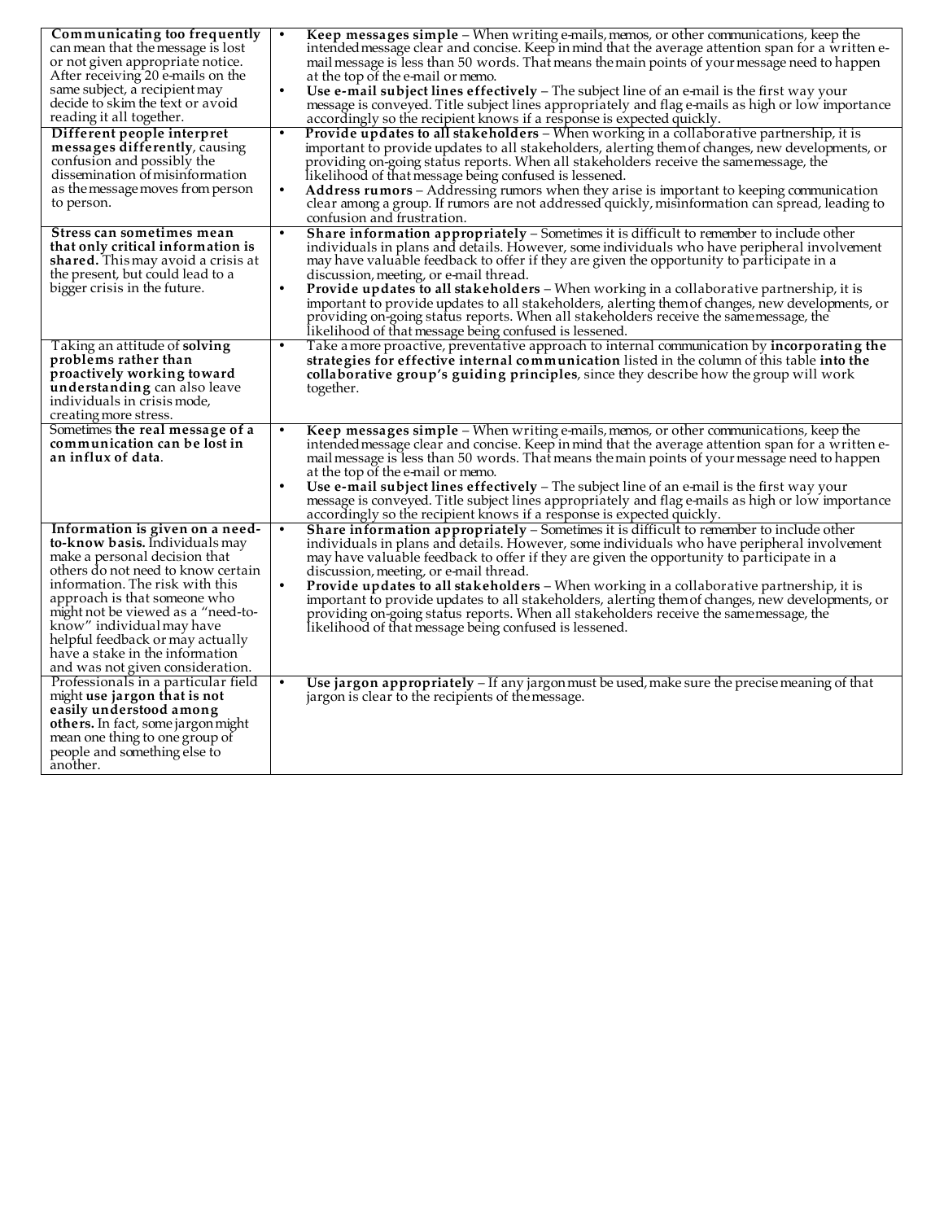| | |
|---|---|
| **Communicating too frequently** can mean that the message is lost or not given appropriate notice. After receiving 20 e-mails on the same subject, a recipient may decide to skim the text or avoid reading it all together. | • **Keep messages simple** – When writing e-mails, memos, or other communications, keep the intended message clear and concise. Keep in mind that the average attention span for a written e-mail message is less than 50 words. That means the main points of your message need to happen at the top of the e-mail or memo.<br>• **Use e-mail subject lines effectively** – The subject line of an e-mail is the first way your message is conveyed. Title subject lines appropriately and flag e-mails as high or low importance accordingly so the recipient knows if a response is expected quickly. |
| **Different people interpret messages differently**, causing confusion and possibly the dissemination of misinformation as the message moves from person to person. | • **Provide updates to all stakeholders** – When working in a collaborative partnership, it is important to provide updates to all stakeholders, alerting them of changes, new developments, or providing on-going status reports. When all stakeholders receive the same message, the likelihood of that message being confused is lessened.<br>• **Address rumors** – Addressing rumors when they arise is important to keeping communication clear among a group. If rumors are not addressed quickly, misinformation can spread, leading to confusion and frustration. |
| **Stress can sometimes mean that only critical information is shared.** This may avoid a crisis at the present, but could lead to a bigger crisis in the future. | • **Share information appropriately** – Sometimes it is difficult to remember to include other individuals in plans and details. However, some individuals who have peripheral involvement may have valuable feedback to offer if they are given the opportunity to participate in a discussion, meeting, or e-mail thread.<br>• **Provide updates to all stakeholders** – When working in a collaborative partnership, it is important to provide updates to all stakeholders, alerting them of changes, new developments, or providing on-going status reports. When all stakeholders receive the same message, the likelihood of that message being confused is lessened. |
| Taking an attitude of **solving problems rather than proactively working toward understanding** can also leave individuals in crisis mode, creating more stress. | • Take a more proactive, preventative approach to internal communication by **incorporating the strategies for effective internal communication** listed in the column of this table **into the collaborative group's guiding principles**, since they describe how the group will work together. |
| Sometimes **the real message of a communication can be lost in an influx of data**. | • **Keep messages simple** – When writing e-mails, memos, or other communications, keep the intended message clear and concise. Keep in mind that the average attention span for a written e-mail message is less than 50 words. That means the main points of your message need to happen at the top of the e-mail or memo.<br>• **Use e-mail subject lines effectively** – The subject line of an e-mail is the first way your message is conveyed. Title subject lines appropriately and flag e-mails as high or low importance accordingly so the recipient knows if a response is expected quickly. |
| **Information is given on a need-to-know basis.** Individuals may make a personal decision that others do not need to know certain information. The risk with this approach is that someone who might not be viewed as a "need-to-know" individual may have helpful feedback or may actually have a stake in the information and was not given consideration. | • **Share information appropriately** – Sometimes it is difficult to remember to include other individuals in plans and details. However, some individuals who have peripheral involvement may have valuable feedback to offer if they are given the opportunity to participate in a discussion, meeting, or e-mail thread.<br>• **Provide updates to all stakeholders** – When working in a collaborative partnership, it is important to provide updates to all stakeholders, alerting them of changes, new developments, or providing on-going status reports. When all stakeholders receive the same message, the likelihood of that message being confused is lessened. |
| Professionals in a particular field might **use jargon that is not easily understood among others.** In fact, some jargon might mean one thing to one group of people and something else to another. | • **Use jargon appropriately** – If any jargon must be used, make sure the precise meaning of that jargon is clear to the recipients of the message. |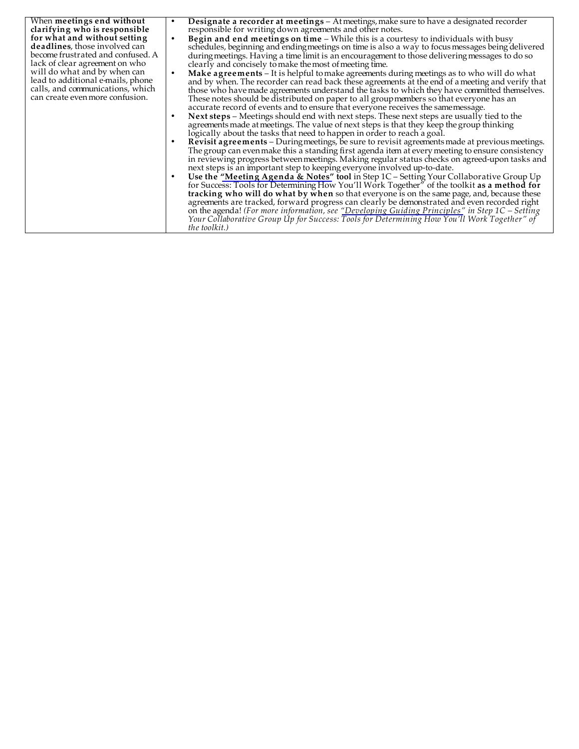| | |
|---|---|
| When **meetings end without clarifying who is responsible for what and without setting deadlines**, those involved can become frustrated and confused. A lack of clear agreement on who will do what and by when can lead to additional e-mails, phone calls, and communications, which can create even more confusion. | • **Designate a recorder at meetings** – At meetings, make sure to have a designated recorder responsible for writing down agreements and other notes.<br>• **Begin and end meetings on time** – While this is a courtesy to individuals with busy schedules, beginning and ending meetings on time is also a way to focus messages being delivered during meetings. Having a time limit is an encouragement to those delivering messages to do so clearly and concisely to make the most of meeting time.<br>• **Make agreements** – It is helpful to make agreements during meetings as to who will do what and by when. The recorder can read back these agreements at the end of a meeting and verify that those who have made agreements understand the tasks to which they have committed themselves. These notes should be distributed on paper to all group members so that everyone has an accurate record of events and to ensure that everyone receives the same message.<br>• **Next steps** – Meetings should end with next steps. These next steps are usually tied to the agreements made at meetings. The value of next steps is that they keep the group thinking logically about the tasks that need to happen in order to reach a goal.<br>• **Revisit agreements** – During meetings, be sure to revisit agreements made at previous meetings. The group can even make this a standing first agenda item at every meeting to ensure consistency in reviewing progress between meetings. Making regular status checks on agreed-upon tasks and next steps is an important step to keeping everyone involved up-to-date.<br>• **Use the "Meeting Agenda & Notes" tool** in Step 1C – Setting Your Collaborative Group Up for Success: Tools for Determining How You'll Work Together" of the toolkit **as a method for tracking who will do what by when** so that everyone is on the same page, and, because these agreements are tracked, forward progress can clearly be demonstrated and even recorded right on the agenda! *(For more information, see "Developing Guiding Principles" in Step 1C – Setting Your Collaborative Group Up for Success: Tools for Determining How You'll Work Together" of the toolkit.)* |